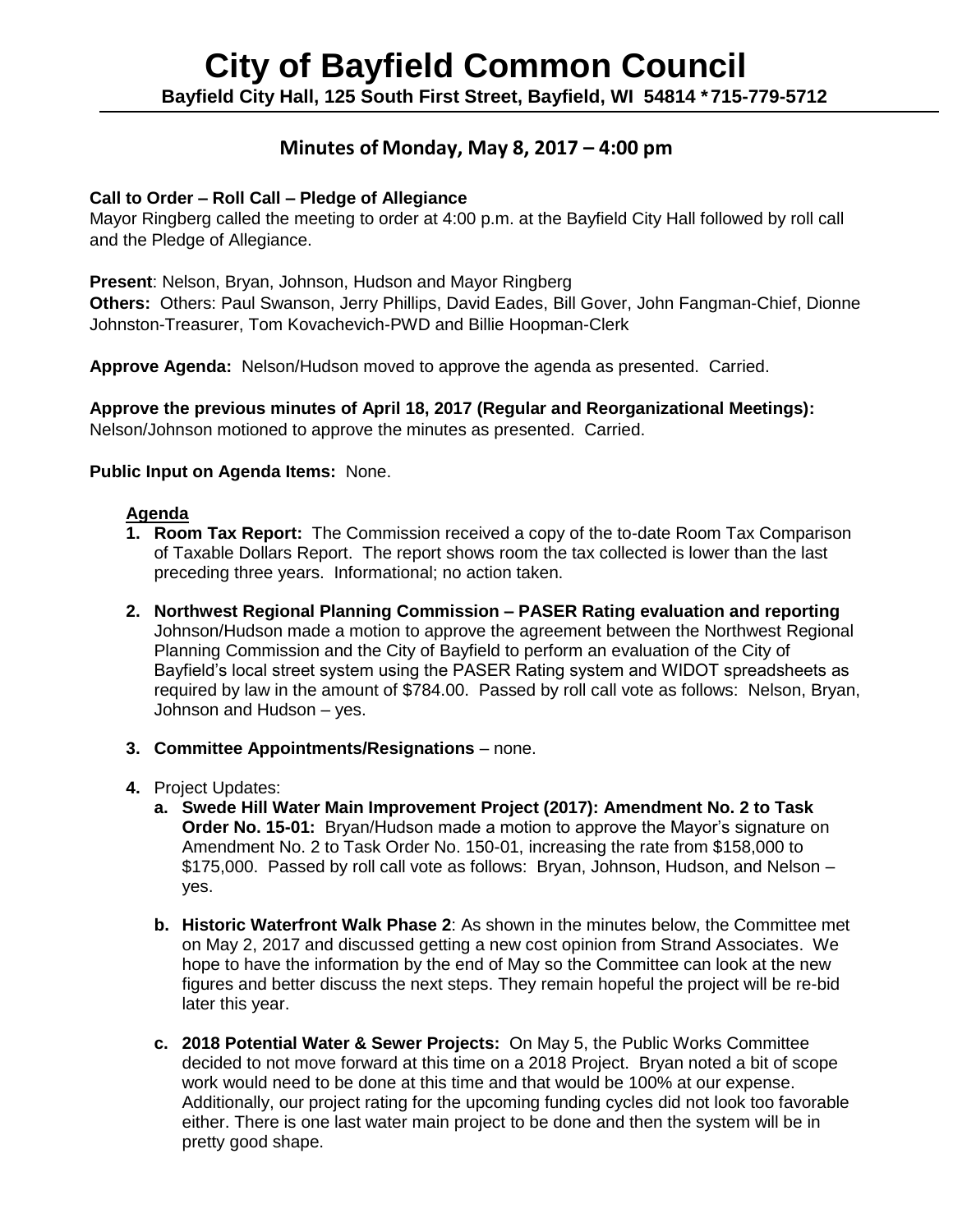# City of Bayfield Common Council

**Bayfield City Hall, 125 South First Street, Bayfield, WI 54814 *715-779-5712**

## Minutes of Monday, May 8, 2017 – 4:00 pm

**Call to Order – Roll Call – Pledge of Allegiance**
Mayor Ringberg called the meeting to order at 4:00 p.m. at the Bayfield City Hall followed by roll call and the Pledge of Allegiance.

**Present**: Nelson, Bryan, Johnson, Hudson and Mayor Ringberg
**Others:** Others: Paul Swanson, Jerry Phillips, David Eades, Bill Gover, John Fangman-Chief, Dionne Johnston-Treasurer, Tom Kovachevich-PWD and Billie Hoopman-Clerk

**Approve Agenda:** Nelson/Hudson moved to approve the agenda as presented. Carried.

**Approve the previous minutes of April 18, 2017 (Regular and Reorganizational Meetings):** Nelson/Johnson motioned to approve the minutes as presented. Carried.

**Public Input on Agenda Items:** None.

**Agenda**

1. **Room Tax Report:** The Commission received a copy of the to-date Room Tax Comparison of Taxable Dollars Report. The report shows room the tax collected is lower than the last preceding three years. Informational; no action taken.

2. **Northwest Regional Planning Commission – PASER Rating evaluation and reporting** Johnson/Hudson made a motion to approve the agreement between the Northwest Regional Planning Commission and the City of Bayfield to perform an evaluation of the City of Bayfield's local street system using the PASER Rating system and WIDOT spreadsheets as required by law in the amount of $784.00. Passed by roll call vote as follows: Nelson, Bryan, Johnson and Hudson – yes.

3. **Committee Appointments/Resignations** – none.

4. Project Updates:
   a. **Swede Hill Water Main Improvement Project (2017): Amendment No. 2 to Task Order No. 15-01:** Bryan/Hudson made a motion to approve the Mayor's signature on Amendment No. 2 to Task Order No. 150-01, increasing the rate from $158,000 to $175,000. Passed by roll call vote as follows: Bryan, Johnson, Hudson, and Nelson – yes.

   b. **Historic Waterfront Walk Phase 2**: As shown in the minutes below, the Committee met on May 2, 2017 and discussed getting a new cost opinion from Strand Associates. We hope to have the information by the end of May so the Committee can look at the new figures and better discuss the next steps. They remain hopeful the project will be re-bid later this year.

   c. **2018 Potential Water & Sewer Projects:** On May 5, the Public Works Committee decided to not move forward at this time on a 2018 Project. Bryan noted a bit of scope work would need to be done at this time and that would be 100% at our expense. Additionally, our project rating for the upcoming funding cycles did not look too favorable either. There is one last water main project to be done and then the system will be in pretty good shape.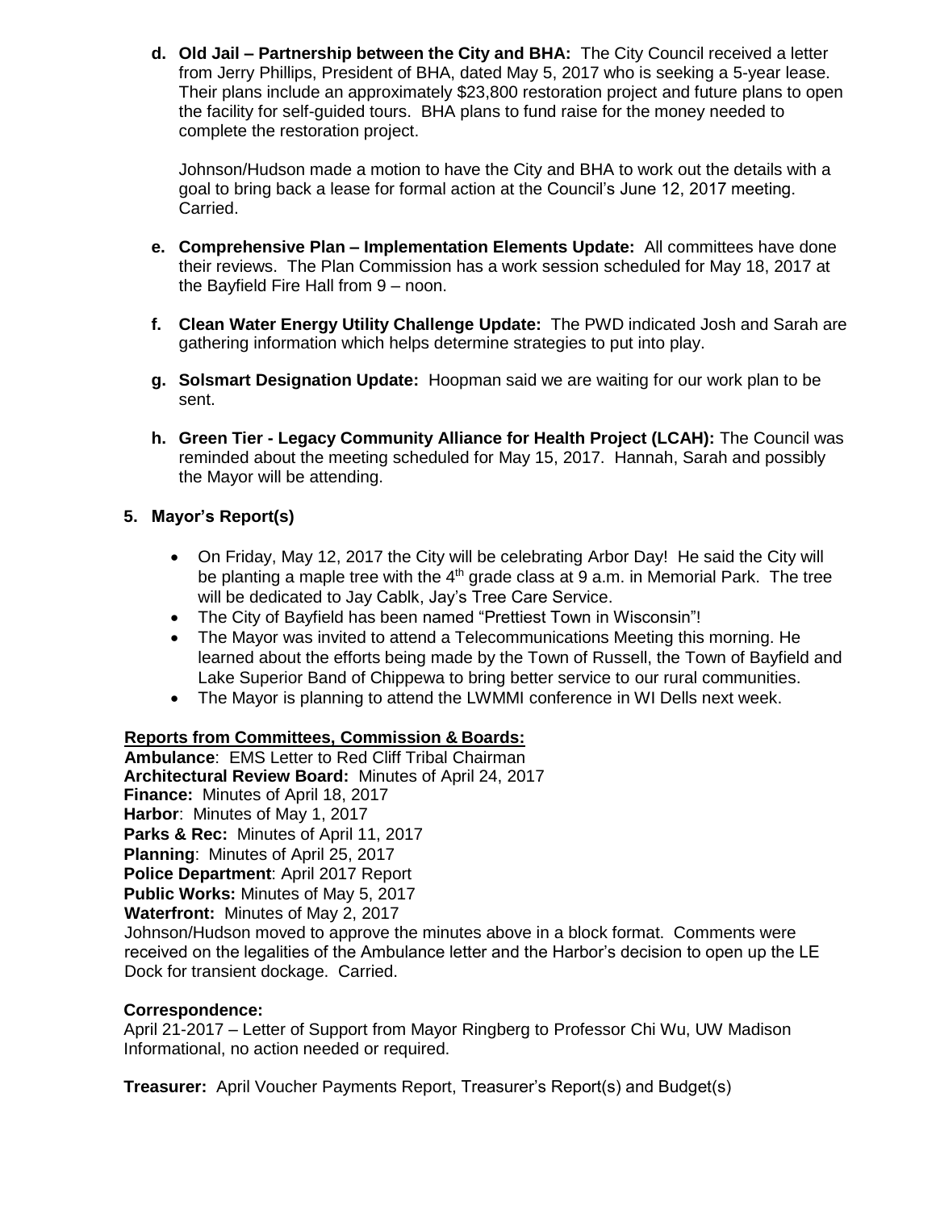**d. Old Jail – Partnership between the City and BHA:** The City Council received a letter from Jerry Phillips, President of BHA, dated May 5, 2017 who is seeking a 5-year lease. Their plans include an approximately $23,800 restoration project and future plans to open the facility for self-guided tours. BHA plans to fund raise for the money needed to complete the restoration project.

Johnson/Hudson made a motion to have the City and BHA to work out the details with a goal to bring back a lease for formal action at the Council's June 12, 2017 meeting. Carried.

**e. Comprehensive Plan – Implementation Elements Update:** All committees have done their reviews. The Plan Commission has a work session scheduled for May 18, 2017 at the Bayfield Fire Hall from 9 – noon.

**f. Clean Water Energy Utility Challenge Update:** The PWD indicated Josh and Sarah are gathering information which helps determine strategies to put into play.

**g. Solsmart Designation Update:** Hoopman said we are waiting for our work plan to be sent.

**h. Green Tier - Legacy Community Alliance for Health Project (LCAH):** The Council was reminded about the meeting scheduled for May 15, 2017. Hannah, Sarah and possibly the Mayor will be attending.

## 5. Mayor's Report(s)

- On Friday, May 12, 2017 the City will be celebrating Arbor Day! He said the City will be planting a maple tree with the 4th grade class at 9 a.m. in Memorial Park. The tree will be dedicated to Jay Cablk, Jay's Tree Care Service.
- The City of Bayfield has been named "Prettiest Town in Wisconsin"!
- The Mayor was invited to attend a Telecommunications Meeting this morning. He learned about the efforts being made by the Town of Russell, the Town of Bayfield and Lake Superior Band of Chippewa to bring better service to our rural communities.
- The Mayor is planning to attend the LWMMI conference in WI Dells next week.

**Reports from Committees, Commission & Boards:**

**Ambulance**: EMS Letter to Red Cliff Tribal Chairman
**Architectural Review Board:** Minutes of April 24, 2017
**Finance:** Minutes of April 18, 2017
**Harbor**: Minutes of May 1, 2017
**Parks & Rec:** Minutes of April 11, 2017
**Planning**: Minutes of April 25, 2017
**Police Department**: April 2017 Report
**Public Works:** Minutes of May 5, 2017
**Waterfront:** Minutes of May 2, 2017
Johnson/Hudson moved to approve the minutes above in a block format. Comments were received on the legalities of the Ambulance letter and the Harbor's decision to open up the LE Dock for transient dockage. Carried.

**Correspondence:**
April 21-2017 – Letter of Support from Mayor Ringberg to Professor Chi Wu, UW Madison Informational, no action needed or required.

**Treasurer:** April Voucher Payments Report, Treasurer's Report(s) and Budget(s)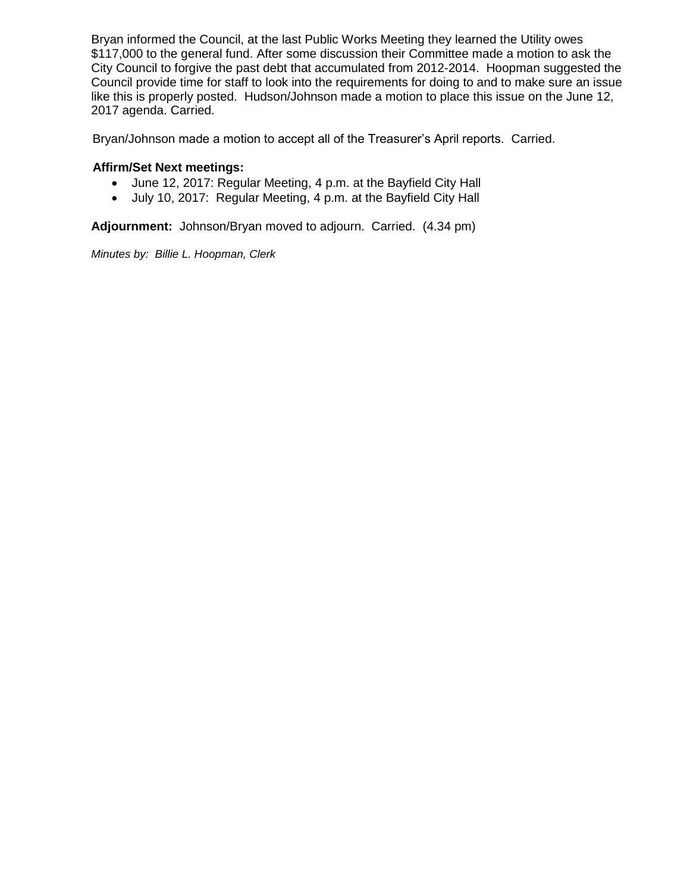Bryan informed the Council, at the last Public Works Meeting they learned the Utility owes $117,000 to the general fund. After some discussion their Committee made a motion to ask the City Council to forgive the past debt that accumulated from 2012-2014. Hoopman suggested the Council provide time for staff to look into the requirements for doing to and to make sure an issue like this is properly posted. Hudson/Johnson made a motion to place this issue on the June 12, 2017 agenda. Carried.

Bryan/Johnson made a motion to accept all of the Treasurer's April reports. Carried.

**Affirm/Set Next meetings:**

- June 12, 2017: Regular Meeting, 4 p.m. at the Bayfield City Hall
- July 10, 2017: Regular Meeting, 4 p.m. at the Bayfield City Hall

**Adjournment:** Johnson/Bryan moved to adjourn. Carried. (4.34 pm)

*Minutes by: Billie L. Hoopman, Clerk*